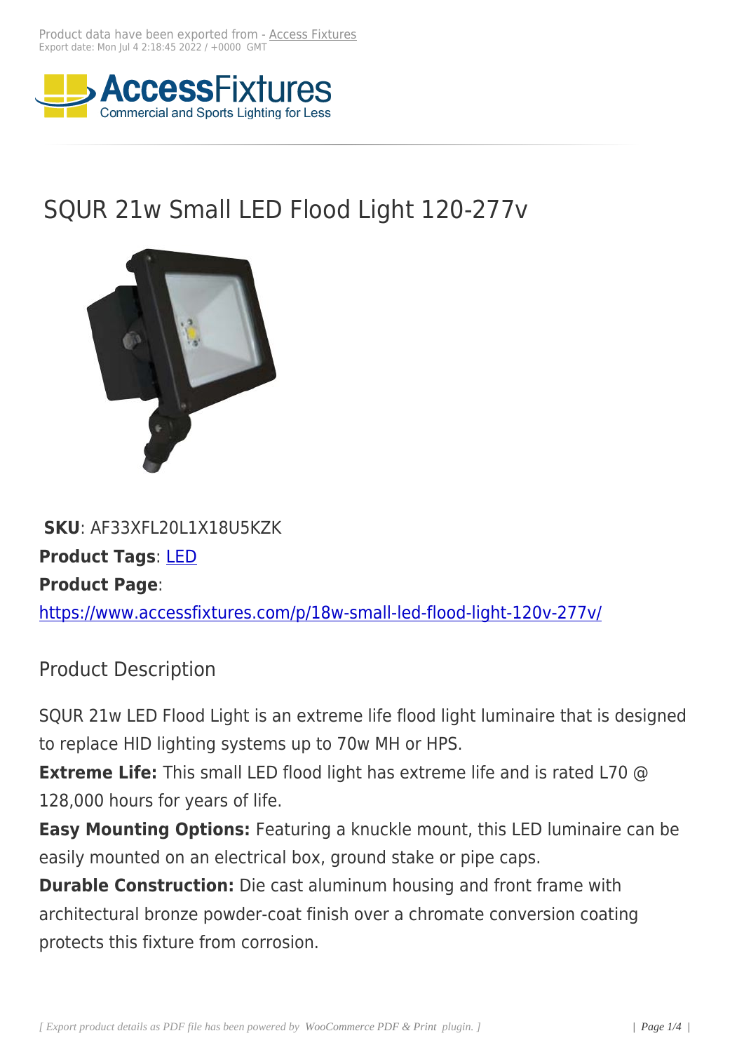Product data have been exported from - Access Fixtures
Export date: Mon Jul 4 2:18:45 2022 / +0000 GMT

# SQUR 21w Small LED Flood Light 120-277v

**SKU**: AF33XFL20L1X18U5KZK
**Product Tags**: LED
**Product Page**:
https://www.accessfixtures.com/p/18w-small-led-flood-light-120v-277v/

## Product Description

SQUR 21w LED Flood Light is an extreme life flood light luminaire that is designed to replace HID lighting systems up to 70w MH or HPS.

**Extreme Life:** This small LED flood light has extreme life and is rated L70 @ 128,000 hours for years of life.

**Easy Mounting Options:** Featuring a knuckle mount, this LED luminaire can be easily mounted on an electrical box, ground stake or pipe caps.

**Durable Construction:** Die cast aluminum housing and front frame with architectural bronze powder-coat finish over a chromate conversion coating protects this fixture from corrosion.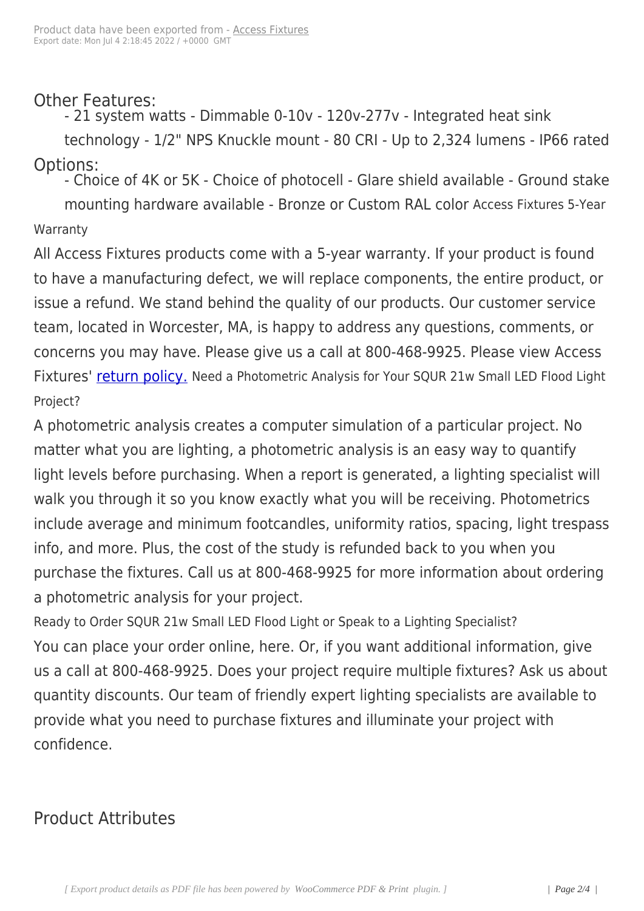Other Features:

- 21 system watts - Dimmable 0-10v - 120v-277v - Integrated heat sink technology - 1/2" NPS Knuckle mount - 80 CRI - Up to 2,324 lumens - IP66 rated

Options:

- Choice of 4K or 5K - Choice of photocell - Glare shield available - Ground stake mounting hardware available - Bronze or Custom RAL color

### Access Fixtures 5-Year Warranty

All Access Fixtures products come with a 5-year warranty. If your product is found to have a manufacturing defect, we will replace components, the entire product, or issue a refund. We stand behind the quality of our products. Our customer service team, located in Worcester, MA, is happy to address any questions, comments, or concerns you may have. Please give us a call at 800-468-9925. Please view Access Fixtures' return policy.

### Need a Photometric Analysis for Your SQUR 21w Small LED Flood Light Project?

A photometric analysis creates a computer simulation of a particular project. No matter what you are lighting, a photometric analysis is an easy way to quantify light levels before purchasing. When a report is generated, a lighting specialist will walk you through it so you know exactly what you will be receiving. Photometrics include average and minimum footcandles, uniformity ratios, spacing, light trespass info, and more. Plus, the cost of the study is refunded back to you when you purchase the fixtures. Call us at 800-468-9925 for more information about ordering a photometric analysis for your project.

### Ready to Order SQUR 21w Small LED Flood Light or Speak to a Lighting Specialist?

You can place your order online, here. Or, if you want additional information, give us a call at 800-468-9925. Does your project require multiple fixtures? Ask us about quantity discounts. Our team of friendly expert lighting specialists are available to provide what you need to purchase fixtures and illuminate your project with confidence.

## Product Attributes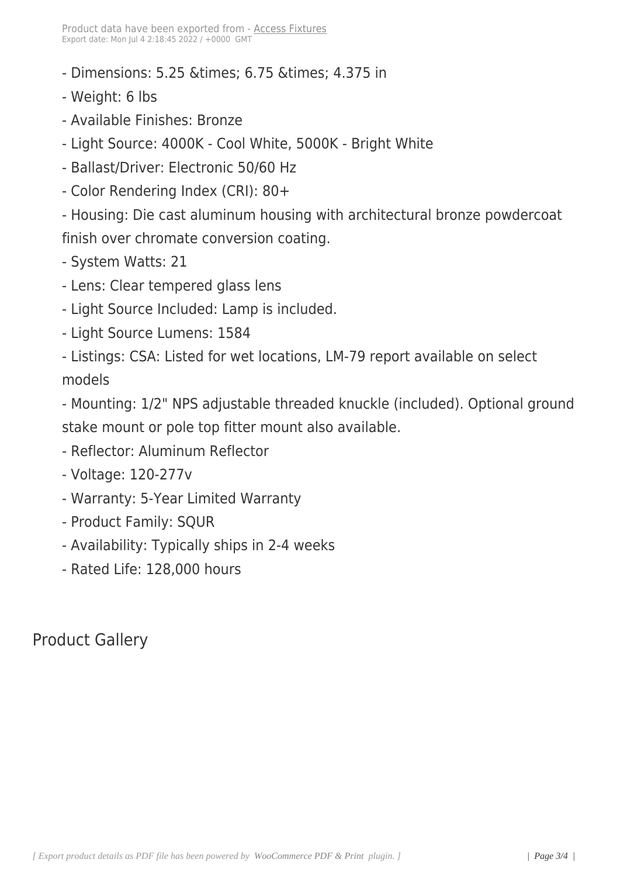- Dimensions: 5.25 &times; 6.75 &times; 4.375 in
- Weight: 6 lbs
- Available Finishes: Bronze
- Light Source: 4000K - Cool White, 5000K - Bright White
- Ballast/Driver: Electronic 50/60 Hz
- Color Rendering Index (CRI): 80+
- Housing: Die cast aluminum housing with architectural bronze powdercoat finish over chromate conversion coating.
- System Watts: 21
- Lens: Clear tempered glass lens
- Light Source Included: Lamp is included.
- Light Source Lumens: 1584
- Listings: CSA: Listed for wet locations, LM-79 report available on select models
- Mounting: 1/2" NPS adjustable threaded knuckle (included). Optional ground stake mount or pole top fitter mount also available.
- Reflector: Aluminum Reflector
- Voltage: 120-277v
- Warranty: 5-Year Limited Warranty
- Product Family: SQUR
- Availability: Typically ships in 2-4 weeks
- Rated Life: 128,000 hours

## Product Gallery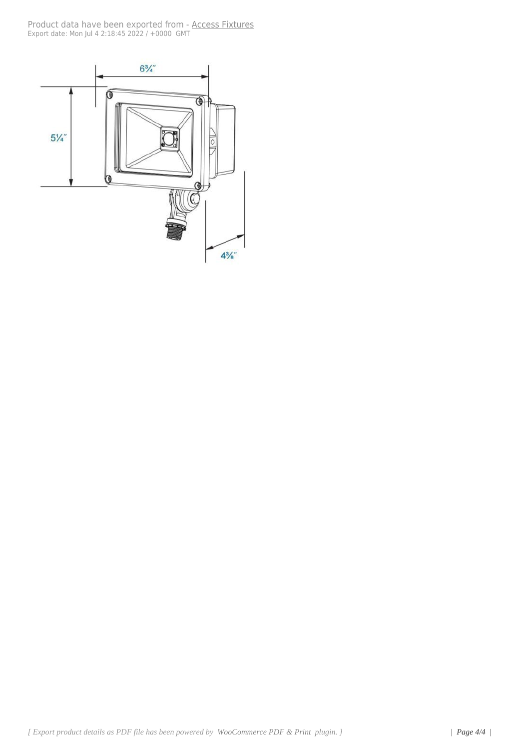Product data have been exported from - Access Fixtures
Export date: Mon Jul 4 2:18:45 2022 / +0000 GMT

6¾″

5¼″

4⅜″

*[ Export product details as PDF file has been powered by WooCommerce PDF & Print plugin. ]*